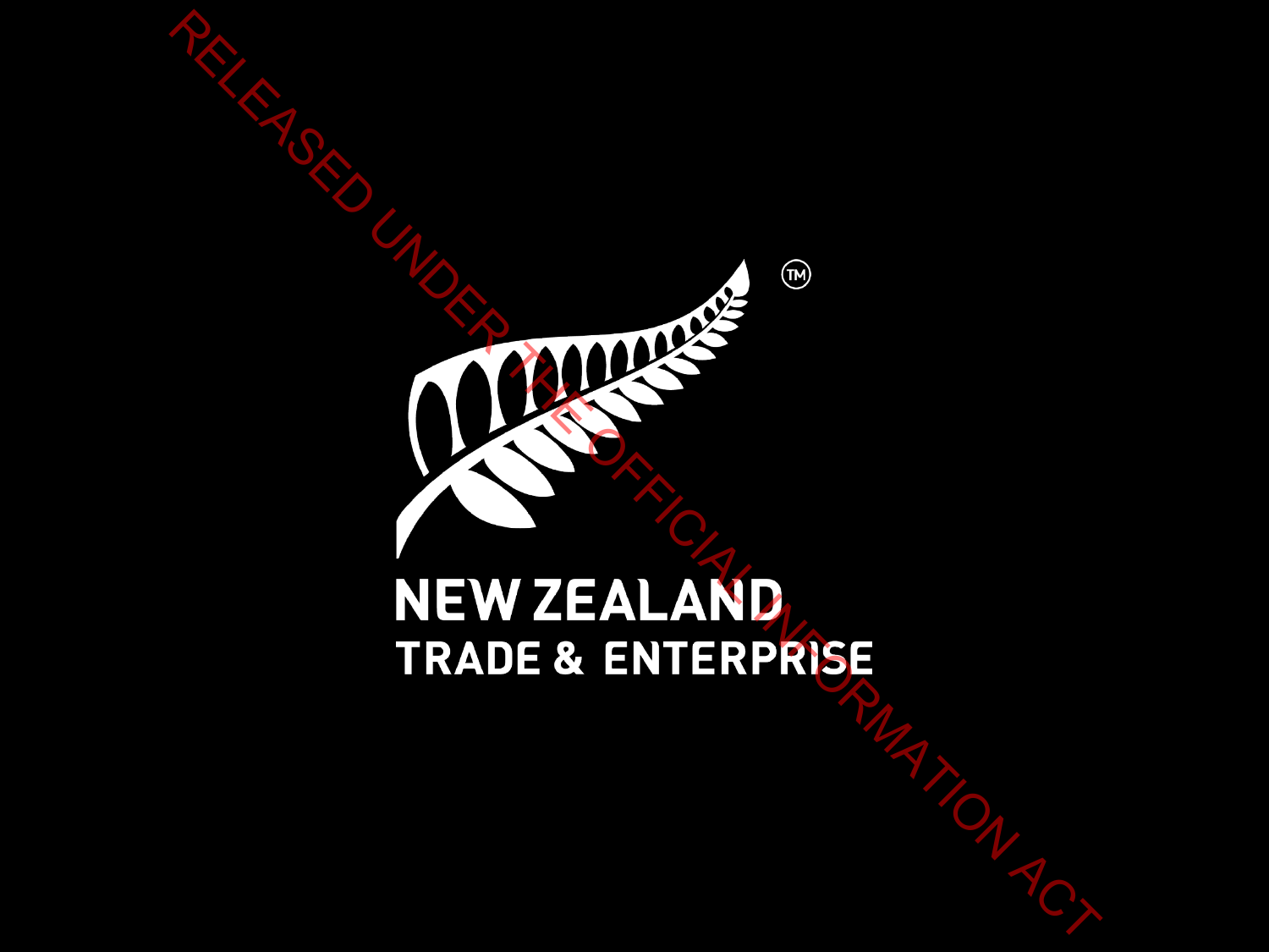RELEASED UNDER THE OFFICIAL INFORMATION ACT

NEW ZEALAND
TRADE & ENTERPRISE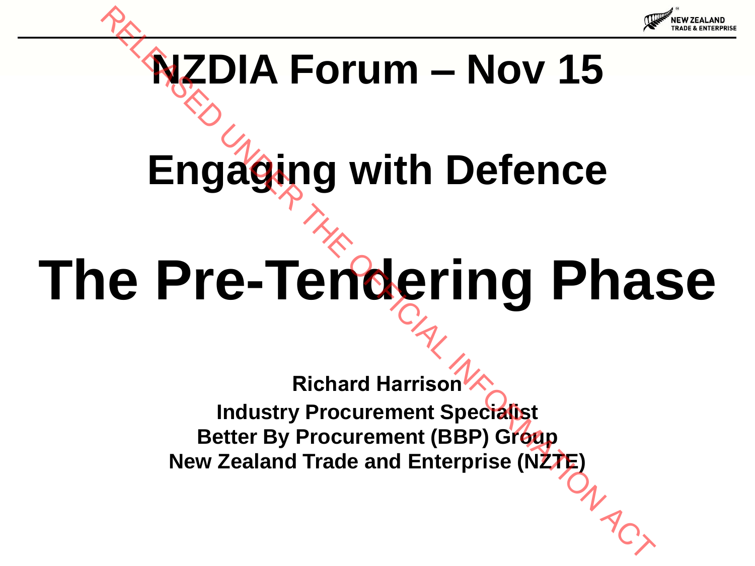# NZDIA Forum – Nov 15

# Engaging with Defence

# The Pre-Tendering Phase

**Richard Harrison**
**Industry Procurement Specialist**
**Better By Procurement (BBP) Group**
**New Zealand Trade and Enterprise (NZTE)**

RELEASED UNDER THE OFFICIAL INFORMATION ACT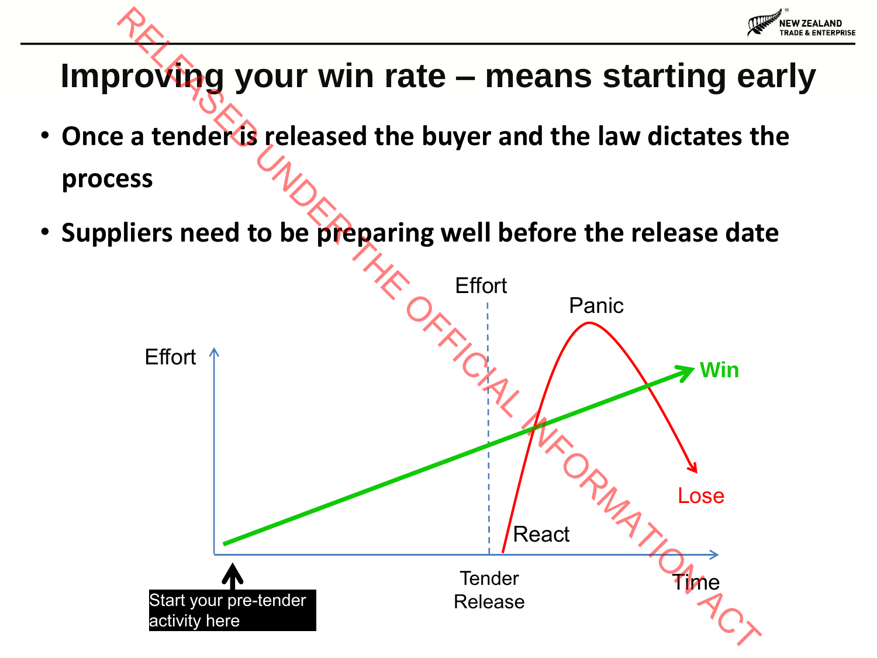# Improving your win rate – means starting early

- **Once a tender is released the buyer and the law dictates the process**
- **Suppliers need to be preparing well before the release date**

Effort

Panic

Effort

Win

Lose

React

Tender Release

Time

Start your pre-tender activity here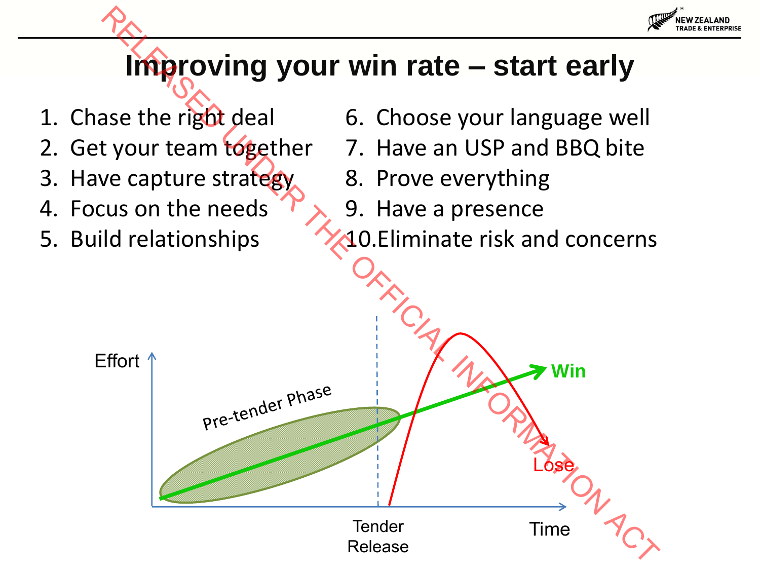# Improving your win rate – start early

1. Chase the right deal
2. Get your team together
3. Have capture strategy
4. Focus on the needs
5. Build relationships
6. Choose your language well
7. Have an USP and BBQ bite
8. Prove everything
9. Have a presence
10. Eliminate risk and concerns

Effort

Pre-tender Phase

Win

Lose

Tender Release

Time

RELEASED UNDER THE OFFICIAL INFORMATION ACT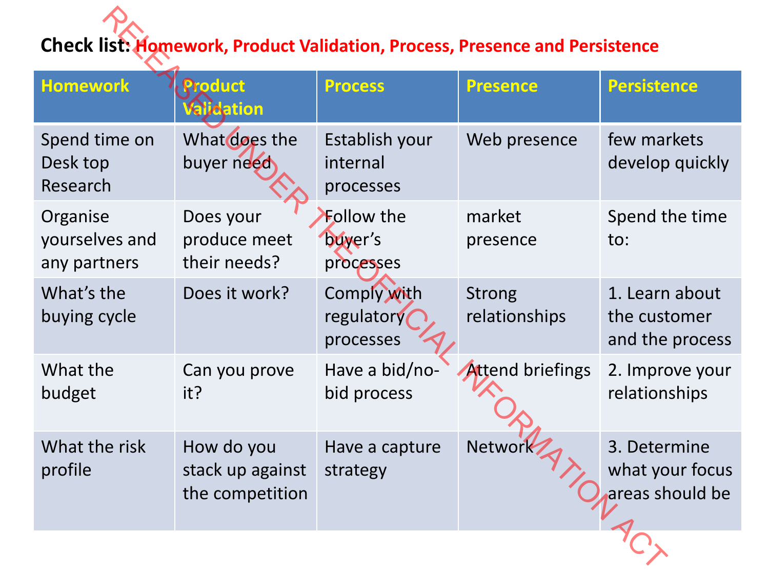**Check list: Homework, Product Validation, Process, Presence and Persistence**

RELEASED UNDER THE OFFICIAL INFORMATION ACT

| Homework | Product Validation | Process | Presence | Persistence |
|---|---|---|---|---|
| Spend time on Desk top Research | What does the buyer need | Establish your internal processes | Web presence | few markets develop quickly |
| Organise yourselves and any partners | Does your produce meet their needs? | Follow the buyer's processes | market presence | Spend the time to: |
| What's the buying cycle | Does it work? | Comply with regulatory processes | Strong relationships | 1. Learn about the customer and the process |
| What the budget | Can you prove it? | Have a bid/no-bid process | Attend briefings | 2. Improve your relationships |
| What the risk profile | How do you stack up against the competition | Have a capture strategy | Network | 3. Determine what your focus areas should be |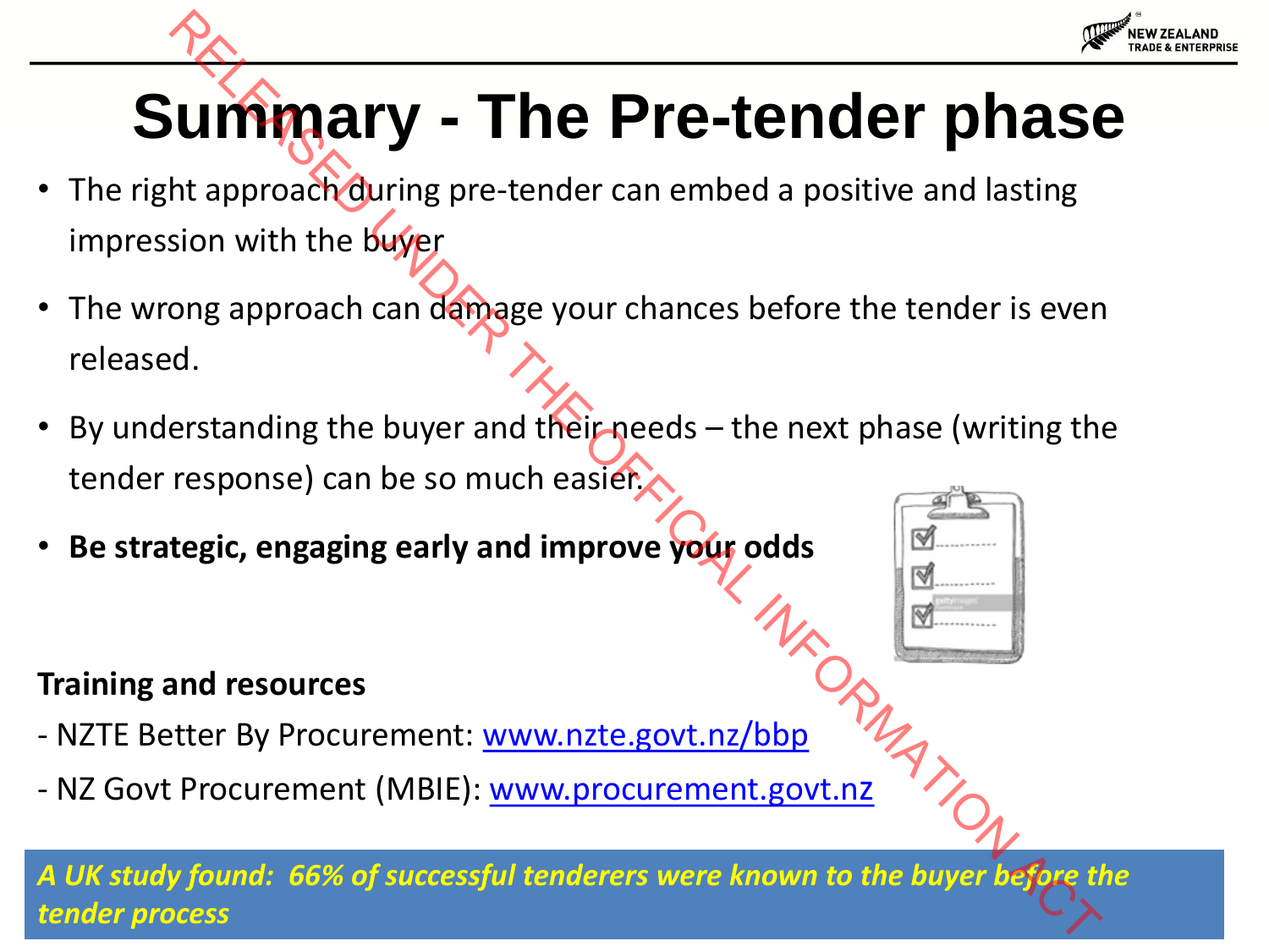# Summary - The Pre-tender phase

- The right approach during pre-tender can embed a positive and lasting impression with the buyer
- The wrong approach can damage your chances before the tender is even released.
- By understanding the buyer and their needs – the next phase (writing the tender response) can be so much easier.
- **Be strategic, engaging early and improve your odds**

**Training and resources**

- NZTE Better By Procurement: www.nzte.govt.nz/bbp
- NZ Govt Procurement (MBIE): www.procurement.govt.nz

***A UK study found: 66% of successful tenderers were known to the buyer before the tender process***